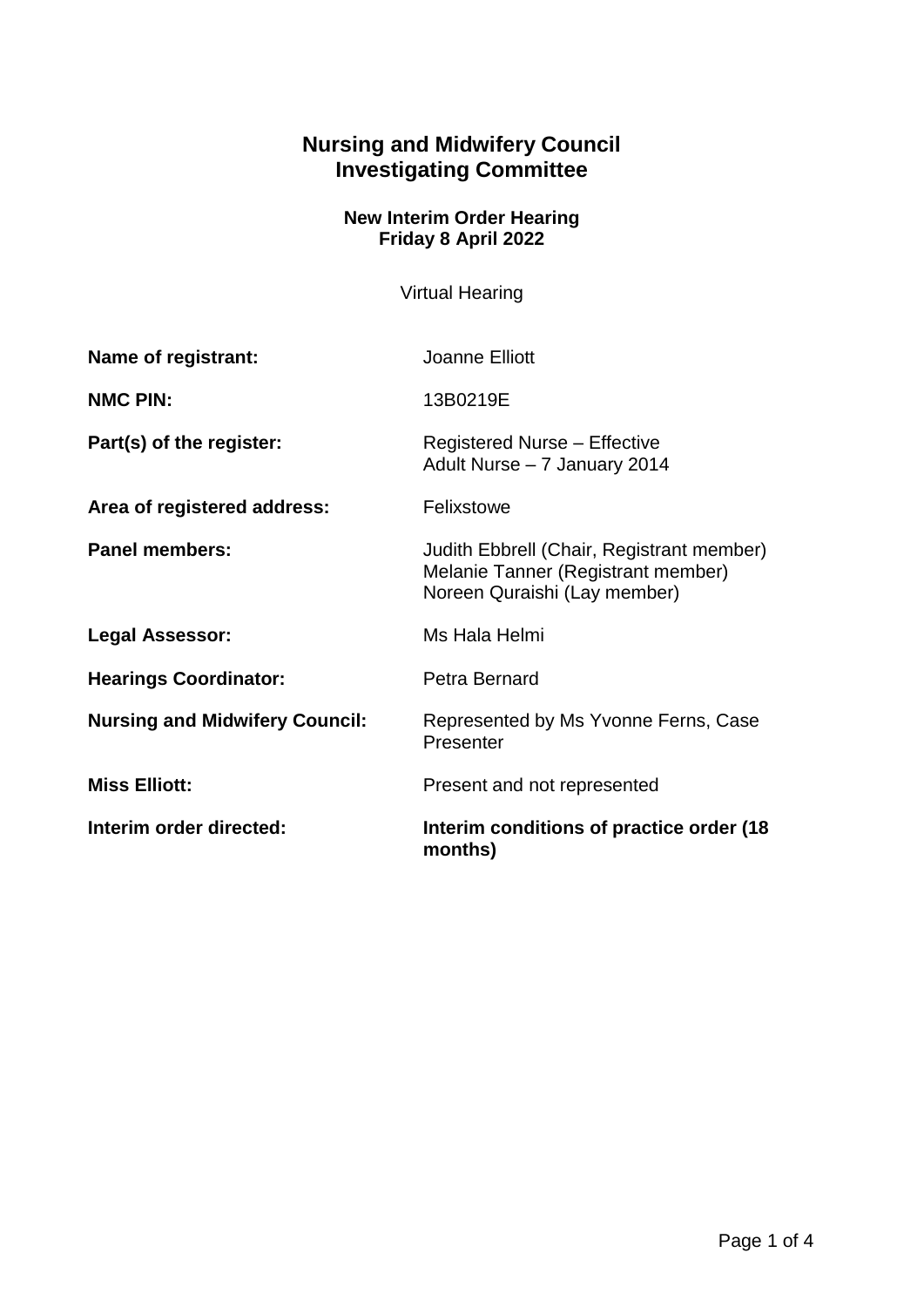# Nursing and Midwifery Council
# Investigating Committee

**New Interim Order Hearing**
**Friday 8 April 2022**

Virtual Hearing

| | |
|---|---|
| **Name of registrant:** | Joanne Elliott |
| **NMC PIN:** | 13B0219E |
| **Part(s) of the register:** | Registered Nurse – Effective<br>Adult Nurse – 7 January 2014 |
| **Area of registered address:** | Felixstowe |
| **Panel members:** | Judith Ebbrell (Chair, Registrant member)<br>Melanie Tanner (Registrant member)<br>Noreen Quraishi (Lay member) |
| **Legal Assessor:** | Ms Hala Helmi |
| **Hearings Coordinator:** | Petra Bernard |
| **Nursing and Midwifery Council:** | Represented by Ms Yvonne Ferns, Case Presenter |
| **Miss Elliott:** | Present and not represented |
| **Interim order directed:** | **Interim conditions of practice order (18 months)** |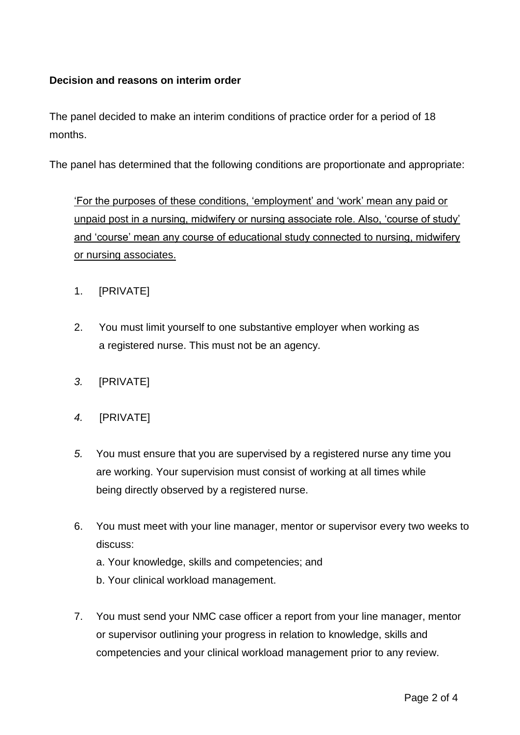**Decision and reasons on interim order**

The panel decided to make an interim conditions of practice order for a period of 18 months.

The panel has determined that the following conditions are proportionate and appropriate:

<u>'For the purposes of these conditions, 'employment' and 'work' mean any paid or unpaid post in a nursing, midwifery or nursing associate role. Also, 'course of study' and 'course' mean any course of educational study connected to nursing, midwifery or nursing associates.</u>

1. [PRIVATE]

2. You must limit yourself to one substantive employer when working as a registered nurse. This must not be an agency.

3. [PRIVATE]

4. [PRIVATE]

5. You must ensure that you are supervised by a registered nurse any time you are working. Your supervision must consist of working at all times while being directly observed by a registered nurse.

6. You must meet with your line manager, mentor or supervisor every two weeks to discuss:
   a. Your knowledge, skills and competencies; and
   b. Your clinical workload management.

7. You must send your NMC case officer a report from your line manager, mentor or supervisor outlining your progress in relation to knowledge, skills and competencies and your clinical workload management prior to any review.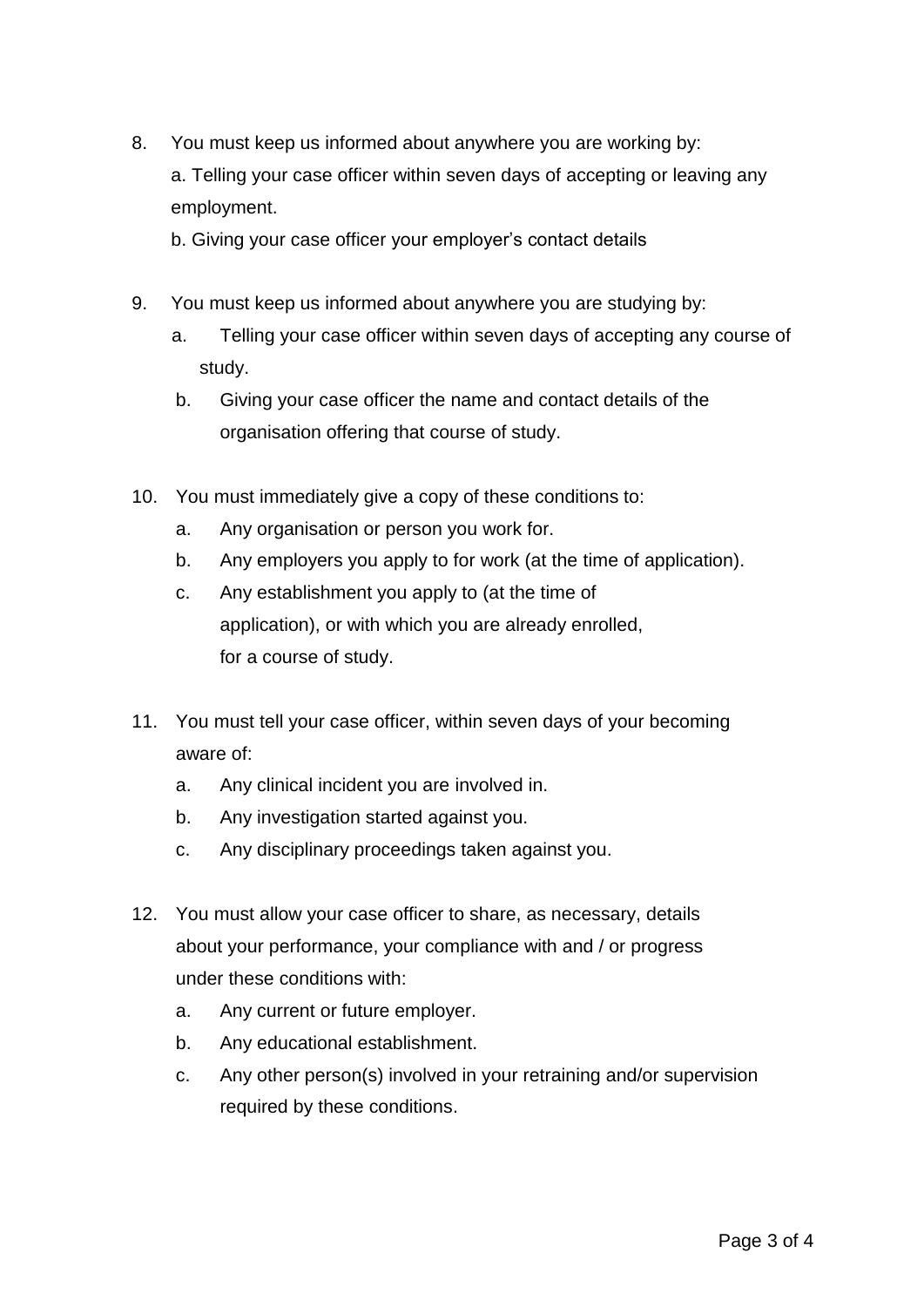8. You must keep us informed about anywhere you are working by:
   a. Telling your case officer within seven days of accepting or leaving any employment.
   b. Giving your case officer your employer's contact details

9. You must keep us informed about anywhere you are studying by:
   a. Telling your case officer within seven days of accepting any course of study.
   b. Giving your case officer the name and contact details of the organisation offering that course of study.

10. You must immediately give a copy of these conditions to:
    a. Any organisation or person you work for.
    b. Any employers you apply to for work (at the time of application).
    c. Any establishment you apply to (at the time of application), or with which you are already enrolled, for a course of study.

11. You must tell your case officer, within seven days of your becoming aware of:
    a. Any clinical incident you are involved in.
    b. Any investigation started against you.
    c. Any disciplinary proceedings taken against you.

12. You must allow your case officer to share, as necessary, details about your performance, your compliance with and / or progress under these conditions with:
    a. Any current or future employer.
    b. Any educational establishment.
    c. Any other person(s) involved in your retraining and/or supervision required by these conditions.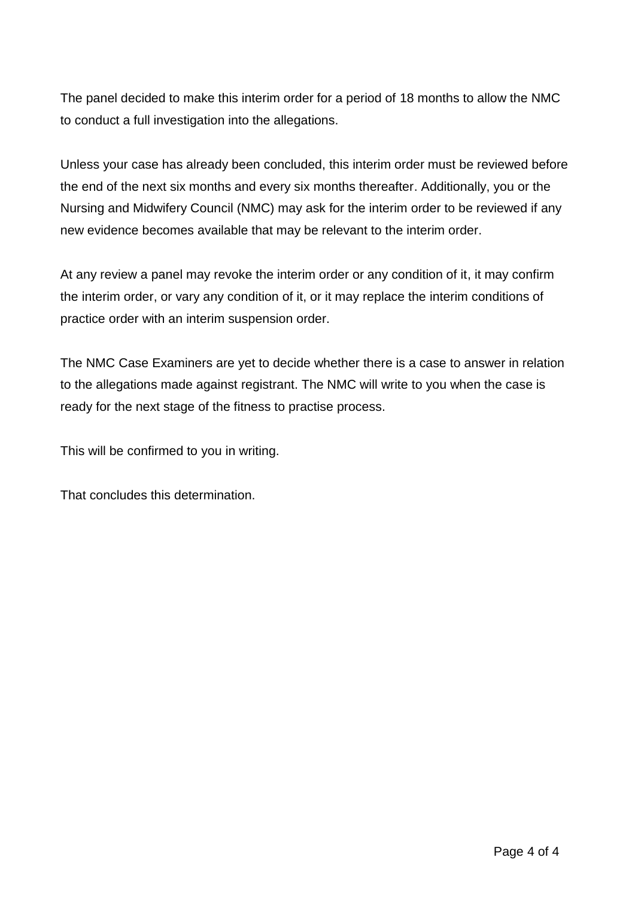The panel decided to make this interim order for a period of 18 months to allow the NMC to conduct a full investigation into the allegations.

Unless your case has already been concluded, this interim order must be reviewed before the end of the next six months and every six months thereafter. Additionally, you or the Nursing and Midwifery Council (NMC) may ask for the interim order to be reviewed if any new evidence becomes available that may be relevant to the interim order.

At any review a panel may revoke the interim order or any condition of it, it may confirm the interim order, or vary any condition of it, or it may replace the interim conditions of practice order with an interim suspension order.

The NMC Case Examiners are yet to decide whether there is a case to answer in relation to the allegations made against registrant. The NMC will write to you when the case is ready for the next stage of the fitness to practise process.

This will be confirmed to you in writing.

That concludes this determination.